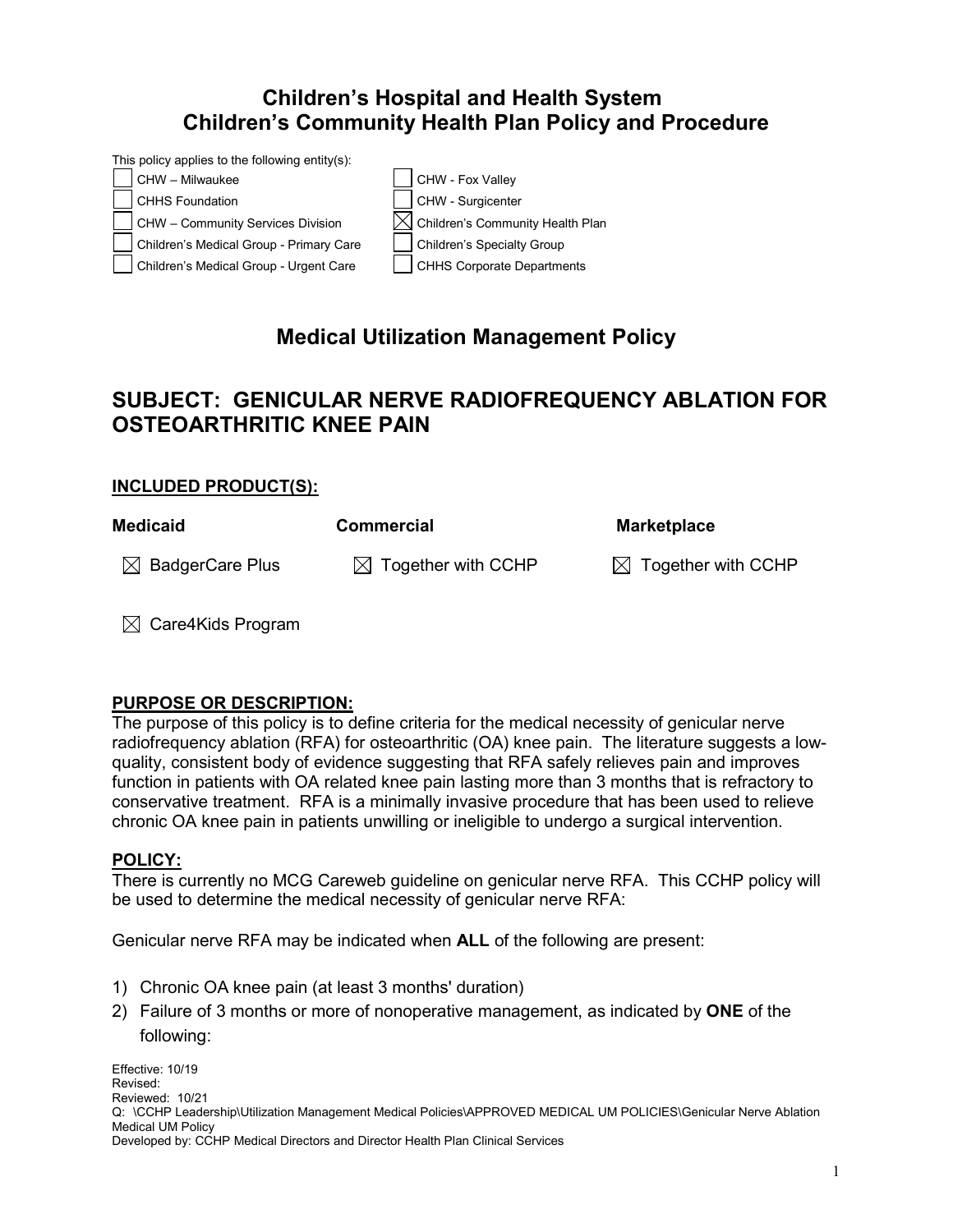# Children's Hospital and Health System
# Children's Community Health Plan Policy and Procedure

This policy applies to the following entity(s):

| | |
|---|---|
| ☐ CHW – Milwaukee | ☐ CHW - Fox Valley |
| ☐ CHHS Foundation | ☐ CHW - Surgicenter |
| ☐ CHW – Community Services Division | ☒ Children's Community Health Plan |
| ☐ Children's Medical Group - Primary Care | ☐ Children's Specialty Group |
| ☐ Children's Medical Group - Urgent Care | ☐ CHHS Corporate Departments |

## Medical Utilization Management Policy

## SUBJECT: GENICULAR NERVE RADIOFREQUENCY ABLATION FOR OSTEOARTHRITIC KNEE PAIN

### INCLUDED PRODUCT(S):

| Medicaid | Commercial | Marketplace |
|---|---|---|
| ☒ BadgerCare Plus | ☒ Together with CCHP | ☒ Together with CCHP |
| ☒ Care4Kids Program | | |

### PURPOSE OR DESCRIPTION:

The purpose of this policy is to define criteria for the medical necessity of genicular nerve radiofrequency ablation (RFA) for osteoarthritic (OA) knee pain. The literature suggests a low-quality, consistent body of evidence suggesting that RFA safely relieves pain and improves function in patients with OA related knee pain lasting more than 3 months that is refractory to conservative treatment. RFA is a minimally invasive procedure that has been used to relieve chronic OA knee pain in patients unwilling or ineligible to undergo a surgical intervention.

### POLICY:

There is currently no MCG Careweb guideline on genicular nerve RFA. This CCHP policy will be used to determine the medical necessity of genicular nerve RFA:

Genicular nerve RFA may be indicated when **ALL** of the following are present:

1) Chronic OA knee pain (at least 3 months' duration)
2) Failure of 3 months or more of nonoperative management, as indicated by **ONE** of the following:

Effective: 10/19
Revised:
Reviewed: 10/21
Q: \CCHP Leadership\Utilization Management Medical Policies\APPROVED MEDICAL UM POLICIES\Genicular Nerve Ablation Medical UM Policy
Developed by: CCHP Medical Directors and Director Health Plan Clinical Services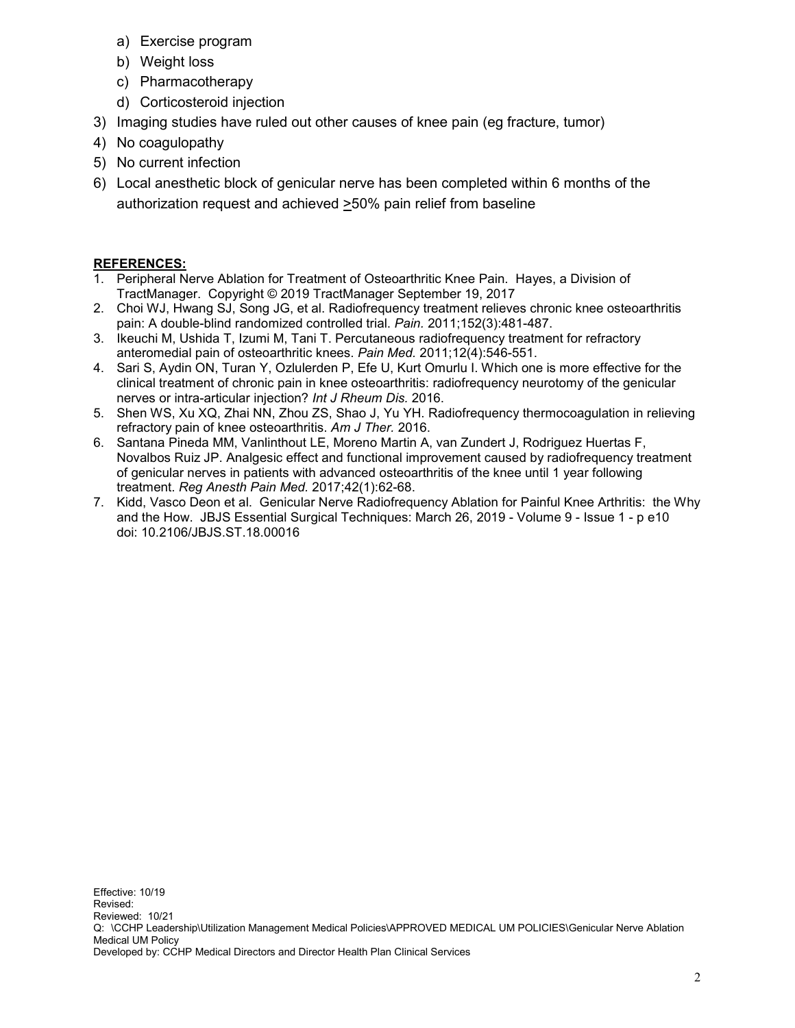a) Exercise program
b) Weight loss
c) Pharmacotherapy
d) Corticosteroid injection

3) Imaging studies have ruled out other causes of knee pain (eg fracture, tumor)
4) No coagulopathy
5) No current infection
6) Local anesthetic block of genicular nerve has been completed within 6 months of the authorization request and achieved ≥50% pain relief from baseline

**REFERENCES:**

1. Peripheral Nerve Ablation for Treatment of Osteoarthritic Knee Pain. Hayes, a Division of TractManager. Copyright © 2019 TractManager September 19, 2017
2. Choi WJ, Hwang SJ, Song JG, et al. Radiofrequency treatment relieves chronic knee osteoarthritis pain: A double-blind randomized controlled trial. *Pain.* 2011;152(3):481-487.
3. Ikeuchi M, Ushida T, Izumi M, Tani T. Percutaneous radiofrequency treatment for refractory anteromedial pain of osteoarthritic knees. *Pain Med.* 2011;12(4):546-551.
4. Sari S, Aydin ON, Turan Y, Ozlulerden P, Efe U, Kurt Omurlu I. Which one is more effective for the clinical treatment of chronic pain in knee osteoarthritis: radiofrequency neurotomy of the genicular nerves or intra-articular injection? *Int J Rheum Dis.* 2016.
5. Shen WS, Xu XQ, Zhai NN, Zhou ZS, Shao J, Yu YH. Radiofrequency thermocoagulation in relieving refractory pain of knee osteoarthritis. *Am J Ther.* 2016.
6. Santana Pineda MM, Vanlinthout LE, Moreno Martin A, van Zundert J, Rodriguez Huertas F, Novalbos Ruiz JP. Analgesic effect and functional improvement caused by radiofrequency treatment of genicular nerves in patients with advanced osteoarthritis of the knee until 1 year following treatment. *Reg Anesth Pain Med.* 2017;42(1):62-68.
7. Kidd, Vasco Deon et al. Genicular Nerve Radiofrequency Ablation for Painful Knee Arthritis: the Why and the How. JBJS Essential Surgical Techniques: March 26, 2019 - Volume 9 - Issue 1 - p e10 doi: 10.2106/JBJS.ST.18.00016

Effective: 10/19
Revised:
Reviewed: 10/21
Q: \CCHP Leadership\Utilization Management Medical Policies\APPROVED MEDICAL UM POLICIES\Genicular Nerve Ablation Medical UM Policy
Developed by: CCHP Medical Directors and Director Health Plan Clinical Services